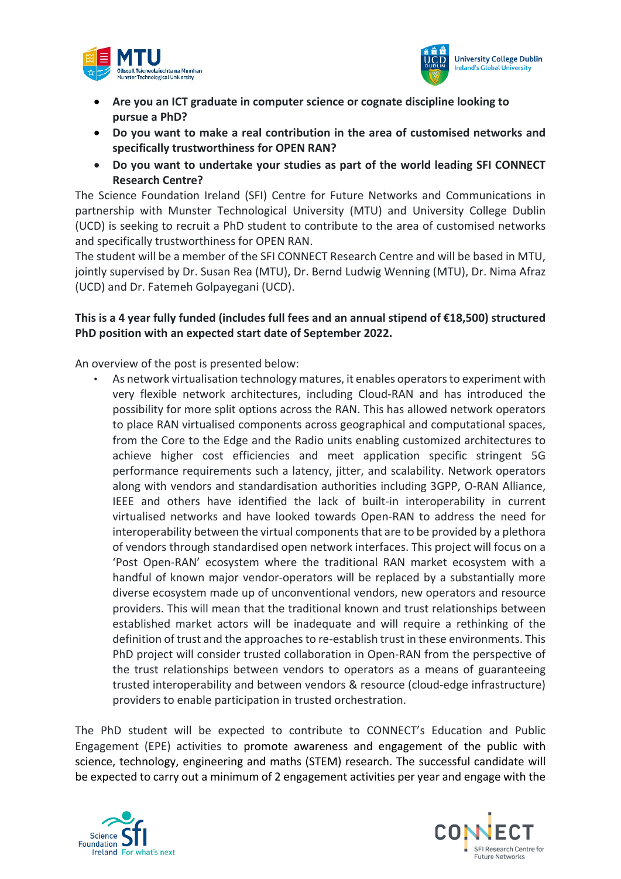- **Are you an ICT graduate in computer science or cognate discipline looking to pursue a PhD?**
- **Do you want to make a real contribution in the area of customised networks and specifically trustworthiness for OPEN RAN?**
- **Do you want to undertake your studies as part of the world leading SFI CONNECT Research Centre?**

The Science Foundation Ireland (SFI) Centre for Future Networks and Communications in partnership with Munster Technological University (MTU) and University College Dublin (UCD) is seeking to recruit a PhD student to contribute to the area of customised networks and specifically trustworthiness for OPEN RAN.

The student will be a member of the SFI CONNECT Research Centre and will be based in MTU, jointly supervised by Dr. Susan Rea (MTU), Dr. Bernd Ludwig Wenning (MTU), Dr. Nima Afraz (UCD) and Dr. Fatemeh Golpayegani (UCD).

**This is a 4 year fully funded (includes full fees and an annual stipend of €18,500) structured PhD position with an expected start date of September 2022.**

An overview of the post is presented below:

- As network virtualisation technology matures, it enables operators to experiment with very flexible network architectures, including Cloud-RAN and has introduced the possibility for more split options across the RAN. This has allowed network operators to place RAN virtualised components across geographical and computational spaces, from the Core to the Edge and the Radio units enabling customized architectures to achieve higher cost efficiencies and meet application specific stringent 5G performance requirements such a latency, jitter, and scalability. Network operators along with vendors and standardisation authorities including 3GPP, O-RAN Alliance, IEEE and others have identified the lack of built-in interoperability in current virtualised networks and have looked towards Open-RAN to address the need for interoperability between the virtual components that are to be provided by a plethora of vendors through standardised open network interfaces. This project will focus on a 'Post Open-RAN' ecosystem where the traditional RAN market ecosystem with a handful of known major vendor-operators will be replaced by a substantially more diverse ecosystem made up of unconventional vendors, new operators and resource providers. This will mean that the traditional known and trust relationships between established market actors will be inadequate and will require a rethinking of the definition of trust and the approaches to re-establish trust in these environments. This PhD project will consider trusted collaboration in Open-RAN from the perspective of the trust relationships between vendors to operators as a means of guaranteeing trusted interoperability and between vendors & resource (cloud-edge infrastructure) providers to enable participation in trusted orchestration.

The PhD student will be expected to contribute to CONNECT's Education and Public Engagement (EPE) activities to promote awareness and engagement of the public with science, technology, engineering and maths (STEM) research. The successful candidate will be expected to carry out a minimum of 2 engagement activities per year and engage with the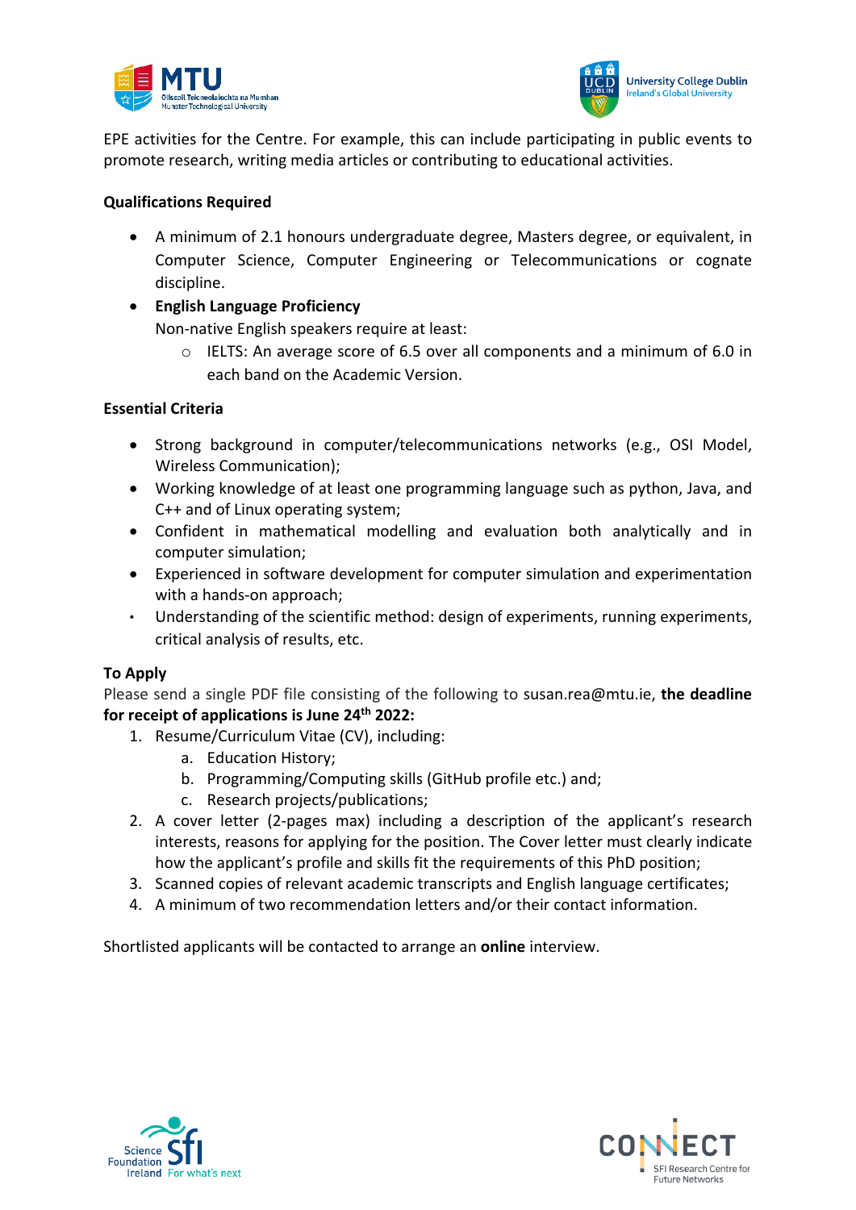EPE activities for the Centre. For example, this can include participating in public events to promote research, writing media articles or contributing to educational activities.

**Qualifications Required**

- A minimum of 2.1 honours undergraduate degree, Masters degree, or equivalent, in Computer Science, Computer Engineering or Telecommunications or cognate discipline.
- **English Language Proficiency**
  Non-native English speakers require at least:
  - IELTS: An average score of 6.5 over all components and a minimum of 6.0 in each band on the Academic Version.

**Essential Criteria**

- Strong background in computer/telecommunications networks (e.g., OSI Model, Wireless Communication);
- Working knowledge of at least one programming language such as python, Java, and C++ and of Linux operating system;
- Confident in mathematical modelling and evaluation both analytically and in computer simulation;
- Experienced in software development for computer simulation and experimentation with a hands-on approach;
- Understanding of the scientific method: design of experiments, running experiments, critical analysis of results, etc.

**To Apply**

Please send a single PDF file consisting of the following to susan.rea@mtu.ie, **the deadline for receipt of applications is June 24th 2022:**

1. Resume/Curriculum Vitae (CV), including:
   a. Education History;
   b. Programming/Computing skills (GitHub profile etc.) and;
   c. Research projects/publications;
2. A cover letter (2-pages max) including a description of the applicant's research interests, reasons for applying for the position. The Cover letter must clearly indicate how the applicant's profile and skills fit the requirements of this PhD position;
3. Scanned copies of relevant academic transcripts and English language certificates;
4. A minimum of two recommendation letters and/or their contact information.

Shortlisted applicants will be contacted to arrange an **online** interview.